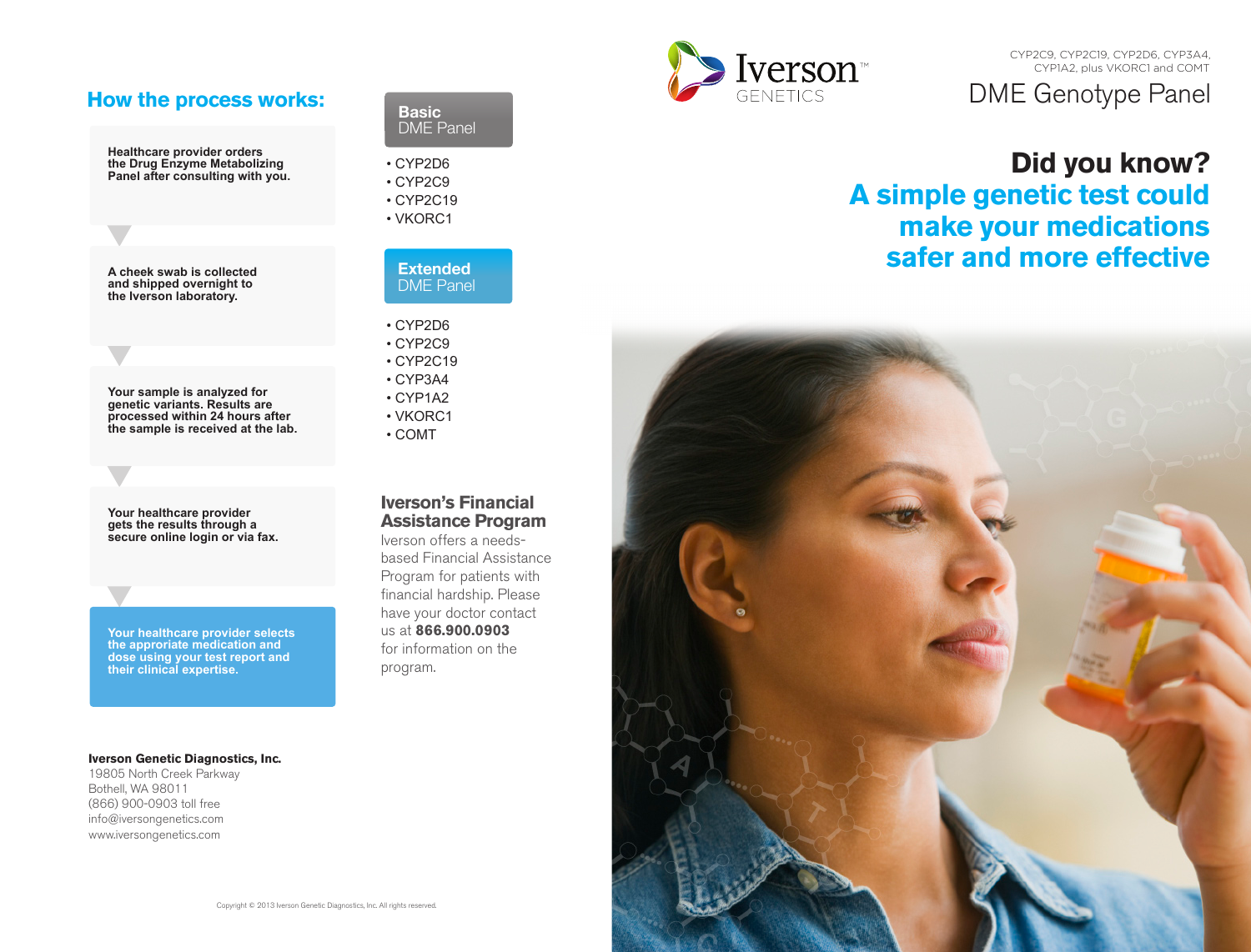Iverson™ GENETICS

CYP2C9, CYP2C19, CYP2D6, CYP3A4, CYP1A2, plus VKORC1 and COMT

# DME Genotype Panel

## Did you know?

## A simple genetic test could make your medications safer and more effective

## How the process works:

1. Healthcare provider orders the Drug Enzyme Metabolizing Panel after consulting with you.
2. A cheek swab is collected and shipped overnight to the Iverson laboratory.
3. Your sample is analyzed for genetic variants. Results are processed within 24 hours after the sample is received at the lab.
4. Your healthcare provider gets the results through a secure online login or via fax.
5. Your healthcare provider selects the apporiate medication and dose using your test report and their clinical expertise.

### Basic DME Panel

- CYP2D6
- CYP2C9
- CYP2C19
- VKORC1

### Extended DME Panel

- CYP2D6
- CYP2C9
- CYP2C19
- CYP3A4
- CYP1A2
- VKORC1
- COMT

### Iverson's Financial Assistance Program

Iverson offers a needs-based Financial Assistance Program for patients with financial hardship. Please have your doctor contact us at **866.900.0903** for information on the program.

**Iverson Genetic Diagnostics, Inc.**
19805 North Creek Parkway
Bothell, WA 98011
(866) 900-0903 toll free
info@iversongenetics.com
www.iversongenetics.com

Copyright © 2013 Iverson Genetic Diagnostics, Inc. All rights reserved.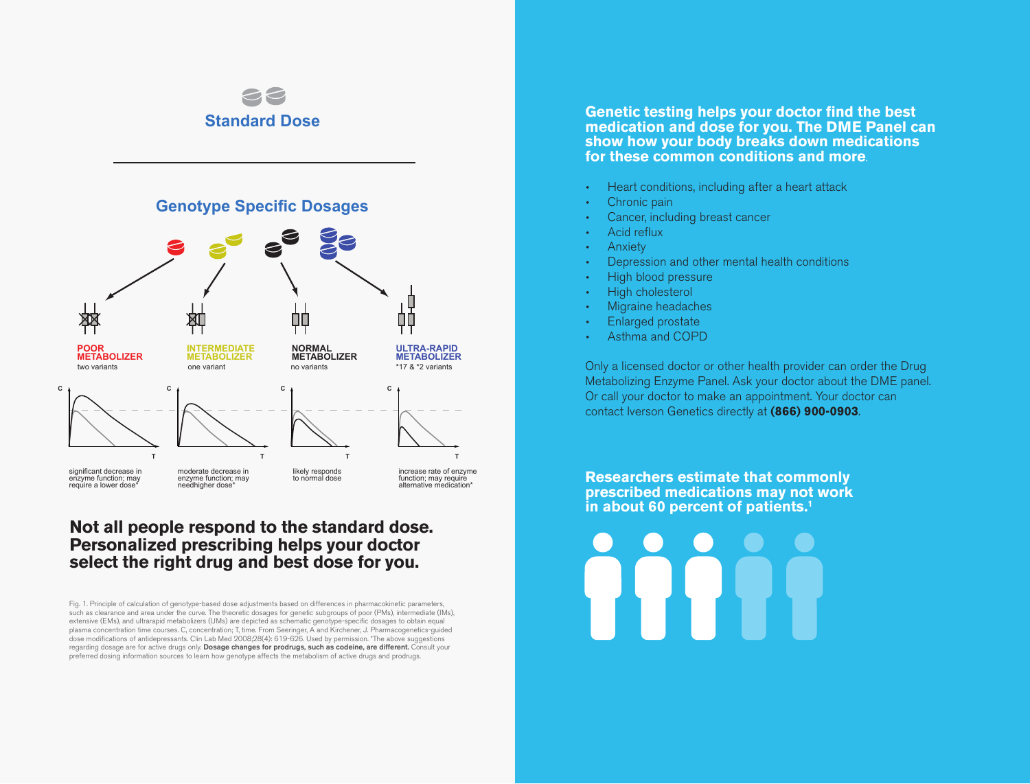## Standard Dose

## Genotype Specific Dosages

**POOR METABOLIZER**
two variants

**INTERMEDIATE METABOLIZER**
one variant

**NORMAL METABOLIZER**
no variants

**ULTRA-RAPID METABOLIZER**
*17 & *2 variants

significant decrease in enzyme function; may require a lower dose*

moderate decrease in enzyme function; may needhigher dose*

likely responds to normal dose

increase rate of enzyme function; may require alternative medication*

## Not all people respond to the standard dose. Personalized prescribing helps your doctor select the right drug and best dose for you.

Fig. 1. Principle of calculation of genotype-based dose adjustments based on differences in pharmacokinetic parameters, such as clearance and area under the curve. The theoretic dosages for genetic subgroups of poor (PMs), intermediate (IMs), extensive (EMs), and ultrarapid metabolizers (UMs) are depicted as schematic genotype-specific dosages to obtain equal plasma concentration time courses. C, concentration; T, time. From Seeringer, A and Kirchener, J. Pharmacogenetics-guided dose modifications of antidepressants. Clin Lab Med 2008;28(4): 619-626. Used by permission. *The above suggestions regarding dosage are for active drugs only. **Dosage changes for prodrugs, such as codeine, are different.** Consult your preferred dosing information sources to learn how genotype affects the metabolism of active drugs and prodrugs.

**Genetic testing helps your doctor find the best medication and dose for you. The DME Panel can show how your body breaks down medications for these common conditions and more**.

- Heart conditions, including after a heart attack
- Chronic pain
- Cancer, including breast cancer
- Acid reflux
- Anxiety
- Depression and other mental health conditions
- High blood pressure
- High cholesterol
- Migraine headaches
- Enlarged prostate
- Asthma and COPD

Only a licensed doctor or other health provider can order the Drug Metabolizing Enzyme Panel. Ask your doctor about the DME panel. Or call your doctor to make an appointment. Your doctor can contact Iverson Genetics directly at **(866) 900-0903**.

**Researchers estimate that commonly prescribed medications may not work in about 60 percent of patients.[1]**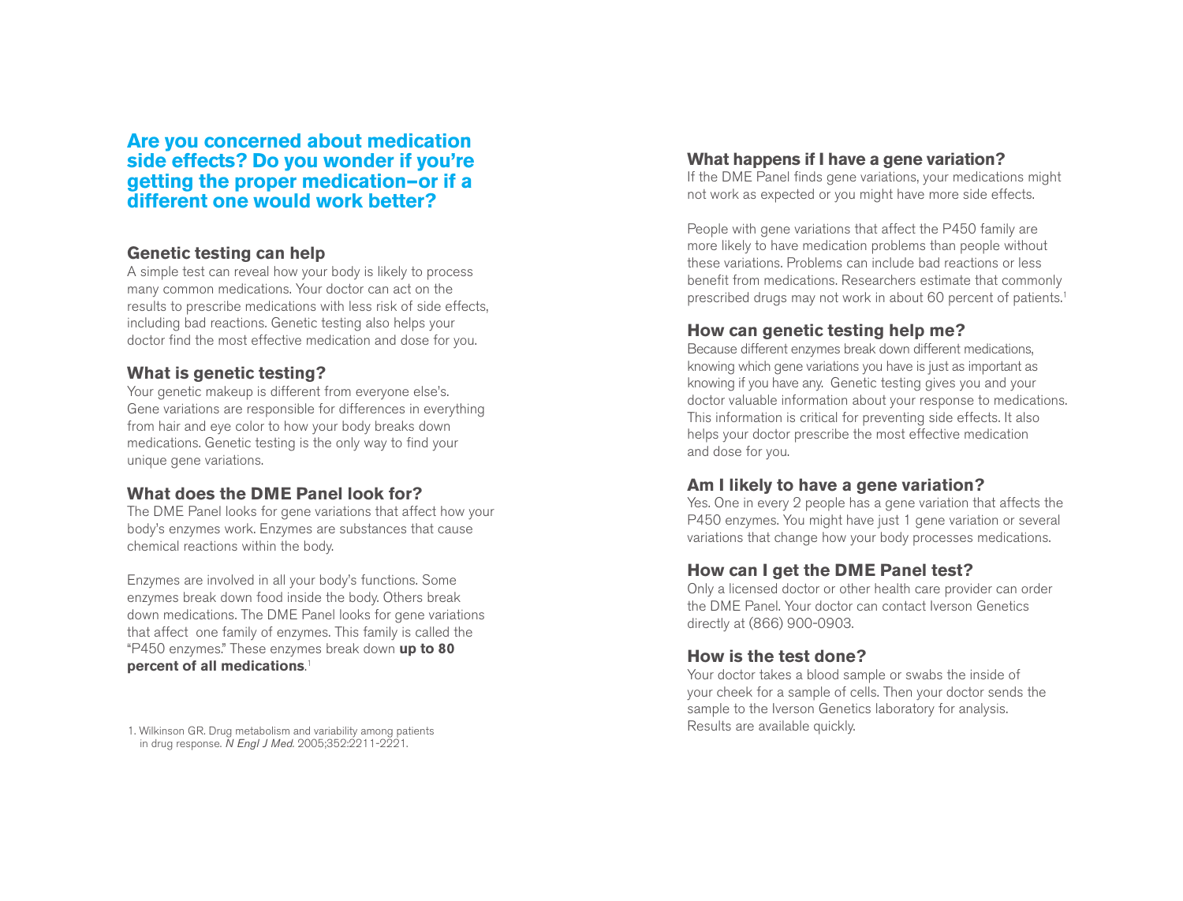## Are you concerned about medication side effects? Do you wonder if you're getting the proper medication–or if a different one would work better?

### Genetic testing can help

A simple test can reveal how your body is likely to process many common medications. Your doctor can act on the results to prescribe medications with less risk of side effects, including bad reactions. Genetic testing also helps your doctor find the most effective medication and dose for you.

### What is genetic testing?

Your genetic makeup is different from everyone else's. Gene variations are responsible for differences in everything from hair and eye color to how your body breaks down medications. Genetic testing is the only way to find your unique gene variations.

### What does the DME Panel look for?

The DME Panel looks for gene variations that affect how your body's enzymes work. Enzymes are substances that cause chemical reactions within the body.

Enzymes are involved in all your body's functions. Some enzymes break down food inside the body. Others break down medications. The DME Panel looks for gene variations that affect one family of enzymes. This family is called the "P450 enzymes." These enzymes break down **up to 80 percent of all medications**.[1]

1. Wilkinson GR. Drug metabolism and variability among patients in drug response. *N Engl J Med.* 2005;352:2211-2221.

### What happens if I have a gene variation?

If the DME Panel finds gene variations, your medications might not work as expected or you might have more side effects.

People with gene variations that affect the P450 family are more likely to have medication problems than people without these variations. Problems can include bad reactions or less benefit from medications. Researchers estimate that commonly prescribed drugs may not work in about 60 percent of patients.[1]

### How can genetic testing help me?

Because different enzymes break down different medications, knowing which gene variations you have is just as important as knowing if you have any. Genetic testing gives you and your doctor valuable information about your response to medications. This information is critical for preventing side effects. It also helps your doctor prescribe the most effective medication and dose for you.

### Am I likely to have a gene variation?

Yes. One in every 2 people has a gene variation that affects the P450 enzymes. You might have just 1 gene variation or several variations that change how your body processes medications.

### How can I get the DME Panel test?

Only a licensed doctor or other health care provider can order the DME Panel. Your doctor can contact Iverson Genetics directly at (866) 900-0903.

### How is the test done?

Your doctor takes a blood sample or swabs the inside of your cheek for a sample of cells. Then your doctor sends the sample to the Iverson Genetics laboratory for analysis. Results are available quickly.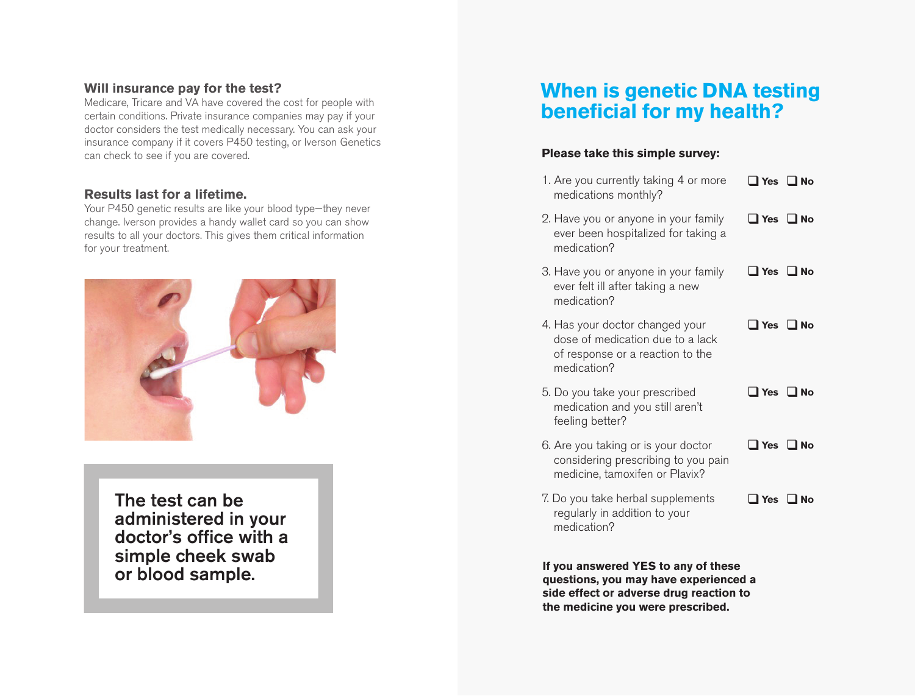### Will insurance pay for the test?

Medicare, Tricare and VA have covered the cost for people with certain conditions. Private insurance companies may pay if your doctor considers the test medically necessary. You can ask your insurance company if it covers P450 testing, or Iverson Genetics can check to see if you are covered.

### Results last for a lifetime.

Your P450 genetic results are like your blood type—they never change. Iverson provides a handy wallet card so you can show results to all your doctors. This gives them critical information for your treatment.

**The test can be administered in your doctor's office with a simple cheek swab or blood sample.**

## When is genetic DNA testing beneficial for my health?

**Please take this simple survey:**

1. Are you currently taking 4 or more medications monthly? ❑ Yes ❑ No
2. Have you or anyone in your family ever been hospitalized for taking a medication? ❑ Yes ❑ No
3. Have you or anyone in your family ever felt ill after taking a new medication? ❑ Yes ❑ No
4. Has your doctor changed your dose of medication due to a lack of response or a reaction to the medication? ❑ Yes ❑ No
5. Do you take your prescribed medication and you still aren't feeling better? ❑ Yes ❑ No
6. Are you taking or is your doctor considering prescribing to you pain medicine, tamoxifen or Plavix? ❑ Yes ❑ No
7. Do you take herbal supplements regularly in addition to your medication? ❑ Yes ❑ No

**If you answered YES to any of these questions, you may have experienced a side effect or adverse drug reaction to the medicine you were prescribed.**